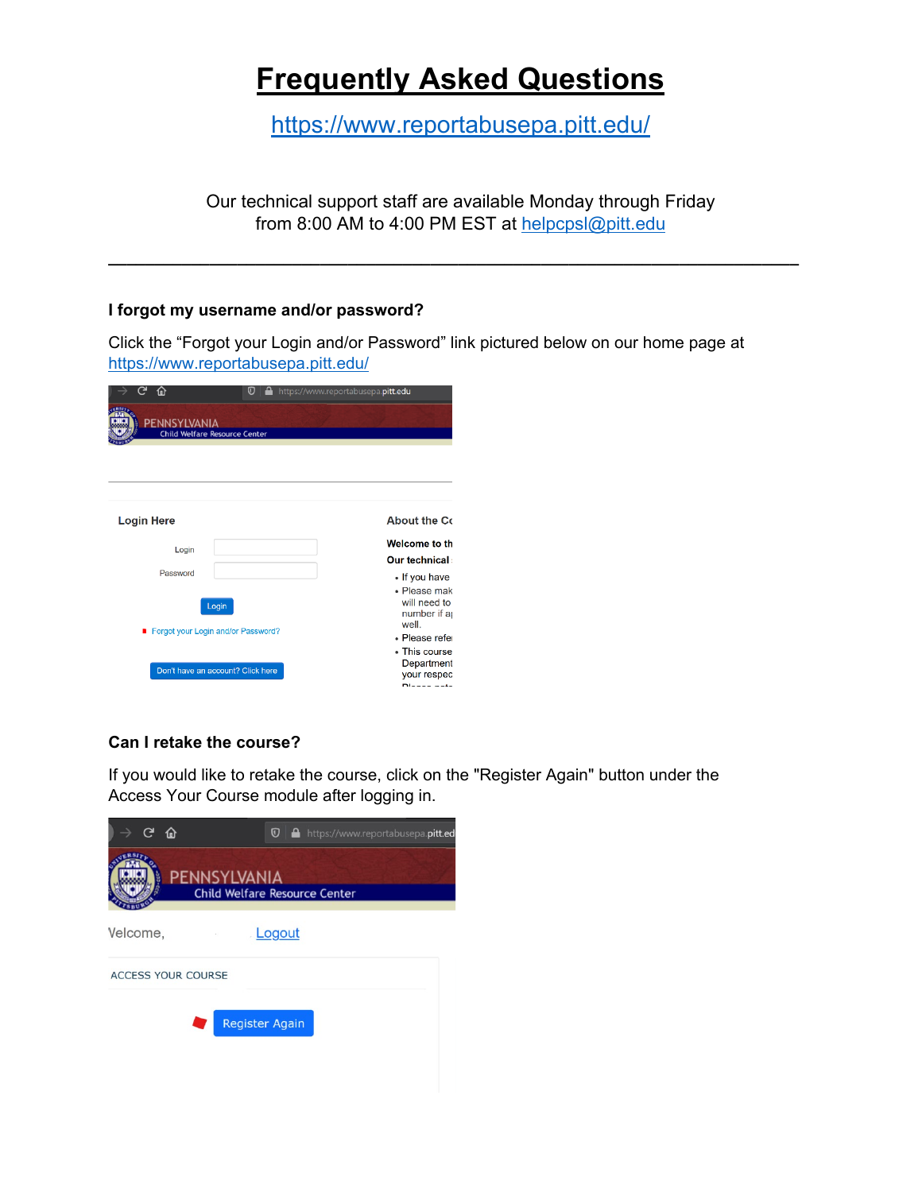# Frequently Asked Questions

https://www.reportabusepa.pitt.edu/

Our technical support staff are available Monday through Friday from 8:00 AM to 4:00 PM EST at helpcpsl@pitt.edu

---

### I forgot my username and/or password?

Click the “Forgot your Login and/or Password” link pictured below on our home page at https://www.reportabusepa.pitt.edu/

### Can I retake the course?

If you would like to retake the course, click on the "Register Again" button under the Access Your Course module after logging in.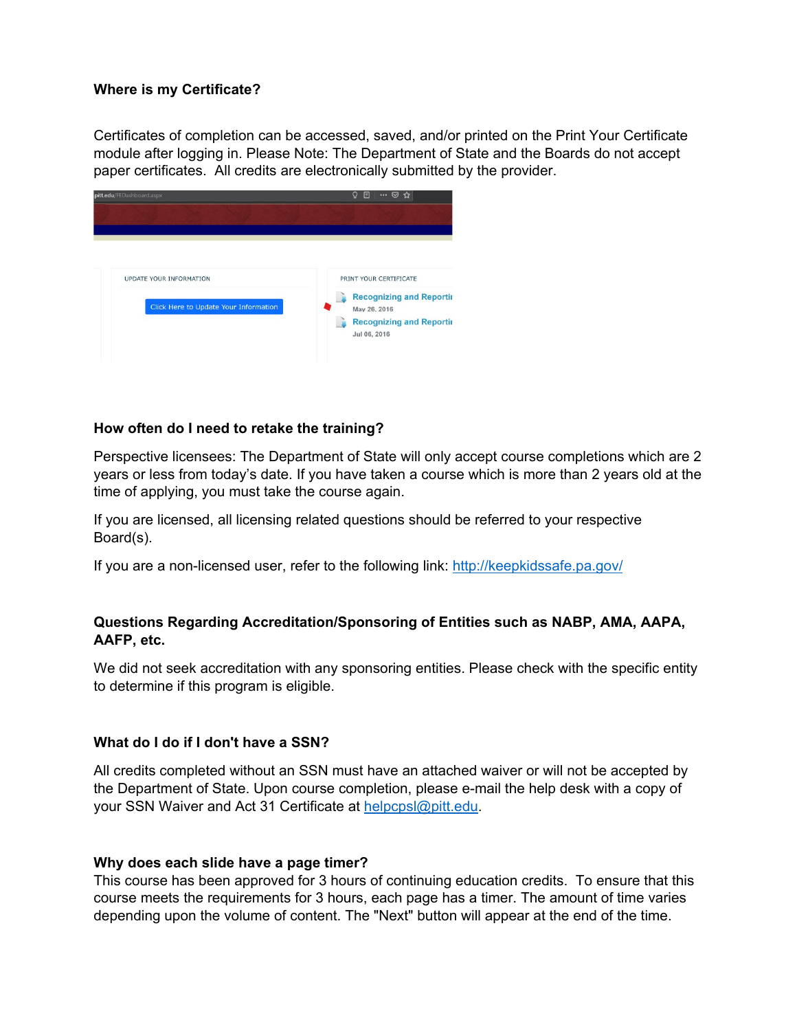### Where is my Certificate?

Certificates of completion can be accessed, saved, and/or printed on the Print Your Certificate module after logging in. Please Note: The Department of State and the Boards do not accept paper certificates. All credits are electronically submitted by the provider.

### How often do I need to retake the training?

Perspective licensees: The Department of State will only accept course completions which are 2 years or less from today's date. If you have taken a course which is more than 2 years old at the time of applying, you must take the course again.

If you are licensed, all licensing related questions should be referred to your respective Board(s).

If you are a non-licensed user, refer to the following link: http://keepkidssafe.pa.gov/

### Questions Regarding Accreditation/Sponsoring of Entities such as NABP, AMA, AAPA, AAFP, etc.

We did not seek accreditation with any sponsoring entities. Please check with the specific entity to determine if this program is eligible.

### What do I do if I don't have a SSN?

All credits completed without an SSN must have an attached waiver or will not be accepted by the Department of State. Upon course completion, please e-mail the help desk with a copy of your SSN Waiver and Act 31 Certificate at helpcpsl@pitt.edu.

### Why does each slide have a page timer?

This course has been approved for 3 hours of continuing education credits. To ensure that this course meets the requirements for 3 hours, each page has a timer. The amount of time varies depending upon the volume of content. The "Next" button will appear at the end of the time.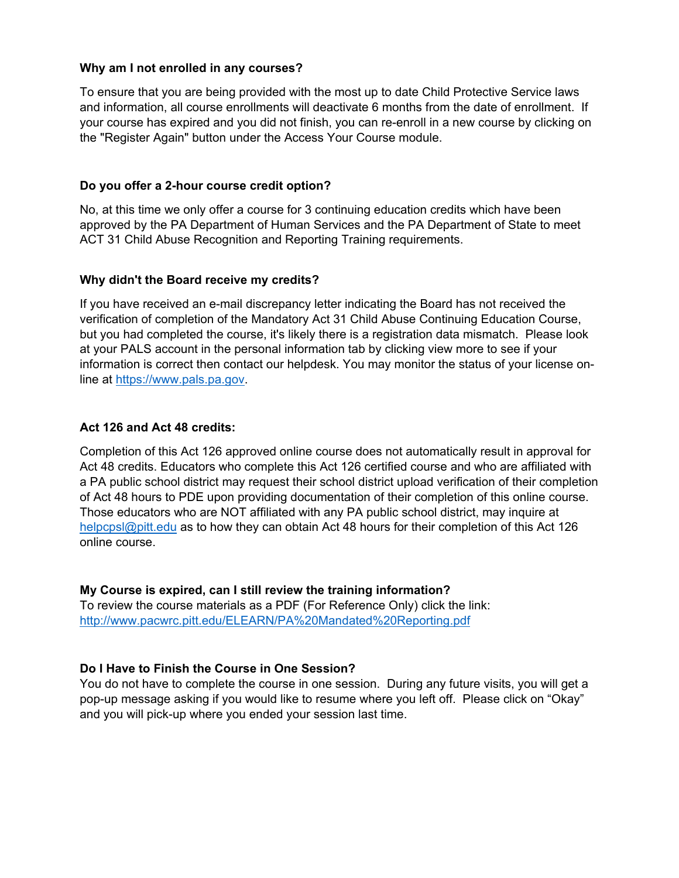**Why am I not enrolled in any courses?**

To ensure that you are being provided with the most up to date Child Protective Service laws and information, all course enrollments will deactivate 6 months from the date of enrollment. If your course has expired and you did not finish, you can re-enroll in a new course by clicking on the "Register Again" button under the Access Your Course module.

**Do you offer a 2-hour course credit option?**

No, at this time we only offer a course for 3 continuing education credits which have been approved by the PA Department of Human Services and the PA Department of State to meet ACT 31 Child Abuse Recognition and Reporting Training requirements.

**Why didn't the Board receive my credits?**

If you have received an e-mail discrepancy letter indicating the Board has not received the verification of completion of the Mandatory Act 31 Child Abuse Continuing Education Course, but you had completed the course, it's likely there is a registration data mismatch. Please look at your PALS account in the personal information tab by clicking view more to see if your information is correct then contact our helpdesk. You may monitor the status of your license on-line at https://www.pals.pa.gov.

**Act 126 and Act 48 credits:**

Completion of this Act 126 approved online course does not automatically result in approval for Act 48 credits. Educators who complete this Act 126 certified course and who are affiliated with a PA public school district may request their school district upload verification of their completion of Act 48 hours to PDE upon providing documentation of their completion of this online course. Those educators who are NOT affiliated with any PA public school district, may inquire at helpcpsl@pitt.edu as to how they can obtain Act 48 hours for their completion of this Act 126 online course.

**My Course is expired, can I still review the training information?**
To review the course materials as a PDF (For Reference Only) click the link:
http://www.pacwrc.pitt.edu/ELEARN/PA%20Mandated%20Reporting.pdf

**Do I Have to Finish the Course in One Session?**
You do not have to complete the course in one session. During any future visits, you will get a pop-up message asking if you would like to resume where you left off. Please click on "Okay" and you will pick-up where you ended your session last time.